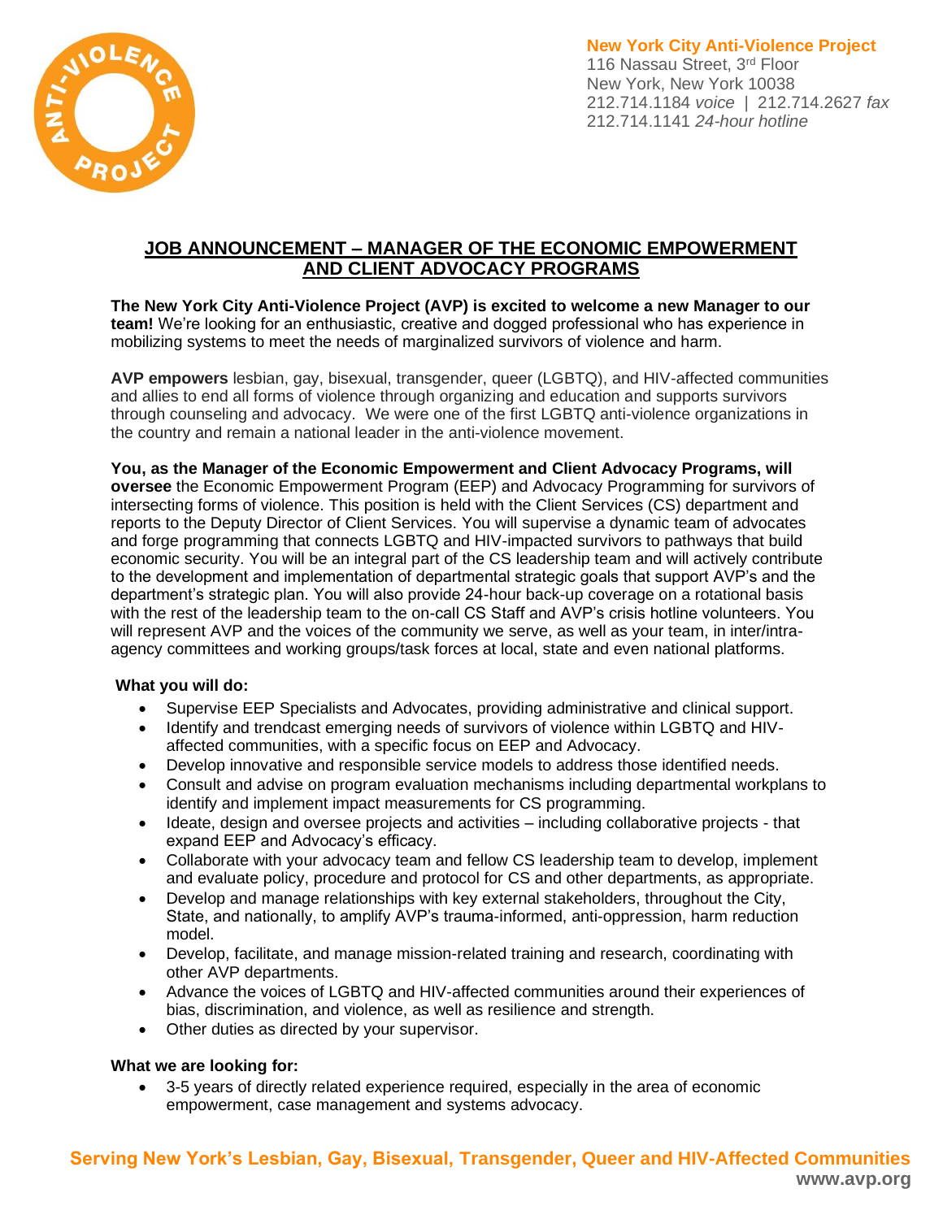**New York City Anti-Violence Project**
116 Nassau Street, 3rd Floor
New York, New York 10038
212.714.1184 *voice* | 212.714.2627 *fax*
212.714.1141 *24-hour hotline*

# JOB ANNOUNCEMENT – MANAGER OF THE ECONOMIC EMPOWERMENT AND CLIENT ADVOCACY PROGRAMS

**The New York City Anti-Violence Project (AVP) is excited to welcome a new Manager to our team!** We're looking for an enthusiastic, creative and dogged professional who has experience in mobilizing systems to meet the needs of marginalized survivors of violence and harm.

**AVP empowers** lesbian, gay, bisexual, transgender, queer (LGBTQ), and HIV-affected communities and allies to end all forms of violence through organizing and education and supports survivors through counseling and advocacy. We were one of the first LGBTQ anti-violence organizations in the country and remain a national leader in the anti-violence movement.

**You, as the Manager of the Economic Empowerment and Client Advocacy Programs, will oversee** the Economic Empowerment Program (EEP) and Advocacy Programming for survivors of intersecting forms of violence. This position is held with the Client Services (CS) department and reports to the Deputy Director of Client Services. You will supervise a dynamic team of advocates and forge programming that connects LGBTQ and HIV-impacted survivors to pathways that build economic security. You will be an integral part of the CS leadership team and will actively contribute to the development and implementation of departmental strategic goals that support AVP's and the department's strategic plan. You will also provide 24-hour back-up coverage on a rotational basis with the rest of the leadership team to the on-call CS Staff and AVP's crisis hotline volunteers. You will represent AVP and the voices of the community we serve, as well as your team, in inter/intra-agency committees and working groups/task forces at local, state and even national platforms.

**What you will do:**

- Supervise EEP Specialists and Advocates, providing administrative and clinical support.
- Identify and trendcast emerging needs of survivors of violence within LGBTQ and HIV-affected communities, with a specific focus on EEP and Advocacy.
- Develop innovative and responsible service models to address those identified needs.
- Consult and advise on program evaluation mechanisms including departmental workplans to identify and implement impact measurements for CS programming.
- Ideate, design and oversee projects and activities – including collaborative projects - that expand EEP and Advocacy's efficacy.
- Collaborate with your advocacy team and fellow CS leadership team to develop, implement and evaluate policy, procedure and protocol for CS and other departments, as appropriate.
- Develop and manage relationships with key external stakeholders, throughout the City, State, and nationally, to amplify AVP's trauma-informed, anti-oppression, harm reduction model.
- Develop, facilitate, and manage mission-related training and research, coordinating with other AVP departments.
- Advance the voices of LGBTQ and HIV-affected communities around their experiences of bias, discrimination, and violence, as well as resilience and strength.
- Other duties as directed by your supervisor.

**What we are looking for:**

- 3-5 years of directly related experience required, especially in the area of economic empowerment, case management and systems advocacy.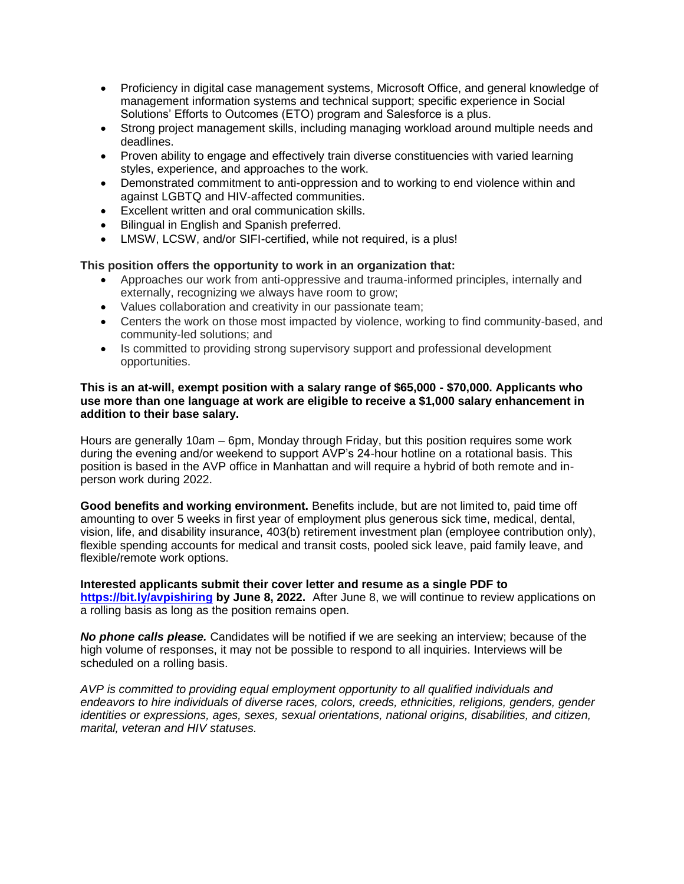- Proficiency in digital case management systems, Microsoft Office, and general knowledge of management information systems and technical support; specific experience in Social Solutions' Efforts to Outcomes (ETO) program and Salesforce is a plus.
- Strong project management skills, including managing workload around multiple needs and deadlines.
- Proven ability to engage and effectively train diverse constituencies with varied learning styles, experience, and approaches to the work.
- Demonstrated commitment to anti-oppression and to working to end violence within and against LGBTQ and HIV-affected communities.
- Excellent written and oral communication skills.
- Bilingual in English and Spanish preferred.
- LMSW, LCSW, and/or SIFI-certified, while not required, is a plus!

**This position offers the opportunity to work in an organization that:**

- Approaches our work from anti-oppressive and trauma-informed principles, internally and externally, recognizing we always have room to grow;
- Values collaboration and creativity in our passionate team;
- Centers the work on those most impacted by violence, working to find community-based, and community-led solutions; and
- Is committed to providing strong supervisory support and professional development opportunities.

**This is an at-will, exempt position with a salary range of $65,000 - $70,000. Applicants who use more than one language at work are eligible to receive a $1,000 salary enhancement in addition to their base salary.**

Hours are generally 10am – 6pm, Monday through Friday, but this position requires some work during the evening and/or weekend to support AVP's 24-hour hotline on a rotational basis. This position is based in the AVP office in Manhattan and will require a hybrid of both remote and in-person work during 2022.

**Good benefits and working environment.** Benefits include, but are not limited to, paid time off amounting to over 5 weeks in first year of employment plus generous sick time, medical, dental, vision, life, and disability insurance, 403(b) retirement investment plan (employee contribution only), flexible spending accounts for medical and transit costs, pooled sick leave, paid family leave, and flexible/remote work options.

**Interested applicants submit their cover letter and resume as a single PDF to [https://bit.ly/avpishiring](https://bit.ly/avpishiring) by June 8, 2022.** After June 8, we will continue to review applications on a rolling basis as long as the position remains open.

***No phone calls please.*** Candidates will be notified if we are seeking an interview; because of the high volume of responses, it may not be possible to respond to all inquiries. Interviews will be scheduled on a rolling basis.

*AVP is committed to providing equal employment opportunity to all qualified individuals and endeavors to hire individuals of diverse races, colors, creeds, ethnicities, religions, genders, gender identities or expressions, ages, sexes, sexual orientations, national origins, disabilities, and citizen, marital, veteran and HIV statuses.*